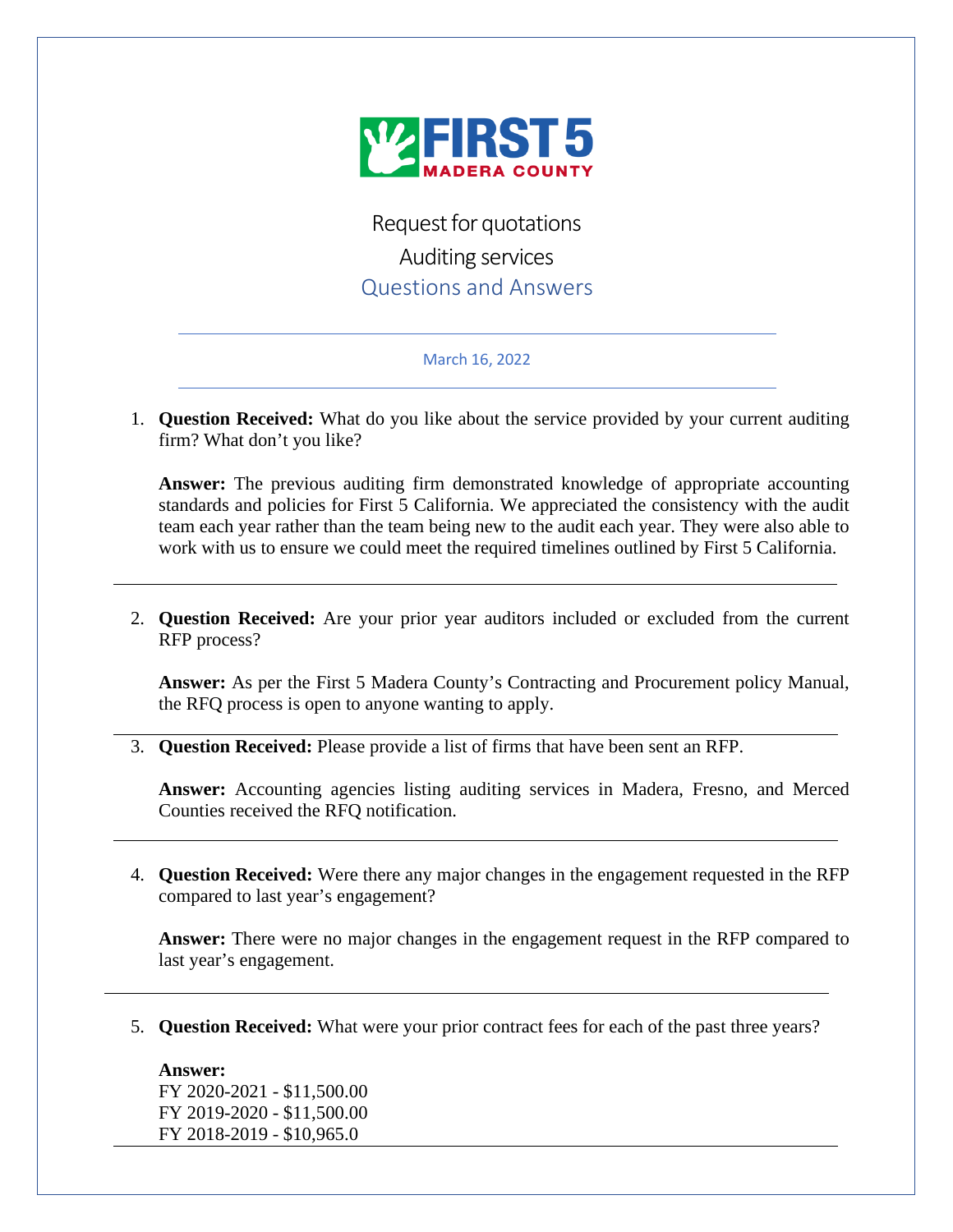# FIRST 5 MADERA COUNTY

Request for quotations

Auditing services

## Questions and Answers

March 16, 2022

---

1. **Question Received:** What do you like about the service provided by your current auditing firm? What don't you like?

   **Answer:** The previous auditing firm demonstrated knowledge of appropriate accounting standards and policies for First 5 California. We appreciated the consistency with the audit team each year rather than the team being new to the audit each year. They were also able to work with us to ensure we could meet the required timelines outlined by First 5 California.

---

2. **Question Received:** Are your prior year auditors included or excluded from the current RFP process?

   **Answer:** As per the First 5 Madera County's Contracting and Procurement policy Manual, the RFQ process is open to anyone wanting to apply.

---

3. **Question Received:** Please provide a list of firms that have been sent an RFP.

   **Answer:** Accounting agencies listing auditing services in Madera, Fresno, and Merced Counties received the RFQ notification.

---

4. **Question Received:** Were there any major changes in the engagement requested in the RFP compared to last year's engagement?

   **Answer:** There were no major changes in the engagement request in the RFP compared to last year's engagement.

---

5. **Question Received:** What were your prior contract fees for each of the past three years?

   **Answer:**
   FY 2020-2021 - $11,500.00
   FY 2019-2020 - $11,500.00
   FY 2018-2019 - $10,965.0

---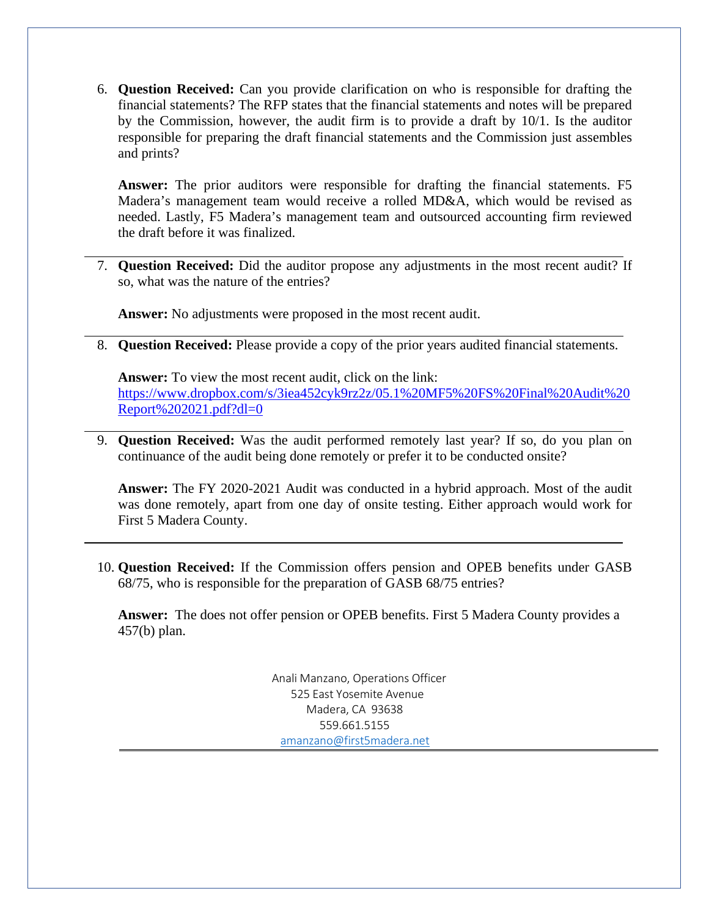6. **Question Received:** Can you provide clarification on who is responsible for drafting the financial statements? The RFP states that the financial statements and notes will be prepared by the Commission, however, the audit firm is to provide a draft by 10/1. Is the auditor responsible for preparing the draft financial statements and the Commission just assembles and prints?

   **Answer:** The prior auditors were responsible for drafting the financial statements. F5 Madera's management team would receive a rolled MD&A, which would be revised as needed. Lastly, F5 Madera's management team and outsourced accounting firm reviewed the draft before it was finalized.

---

7. **Question Received:** Did the auditor propose any adjustments in the most recent audit? If so, what was the nature of the entries?

   **Answer:** No adjustments were proposed in the most recent audit.

---

8. **Question Received:** Please provide a copy of the prior years audited financial statements.

   **Answer:** To view the most recent audit, click on the link:
   https://www.dropbox.com/s/3iea452cyk9rz2z/05.1%20MF5%20FS%20Final%20Audit%20Report%202021.pdf?dl=0

---

9. **Question Received:** Was the audit performed remotely last year? If so, do you plan on continuance of the audit being done remotely or prefer it to be conducted onsite?

   **Answer:** The FY 2020-2021 Audit was conducted in a hybrid approach. Most of the audit was done remotely, apart from one day of onsite testing. Either approach would work for First 5 Madera County.

---

10. **Question Received:** If the Commission offers pension and OPEB benefits under GASB 68/75, who is responsible for the preparation of GASB 68/75 entries?

    **Answer:** The does not offer pension or OPEB benefits. First 5 Madera County provides a 457(b) plan.

Anali Manzano, Operations Officer
525 East Yosemite Avenue
Madera, CA 93638
559.661.5155
amanzano@first5madera.net